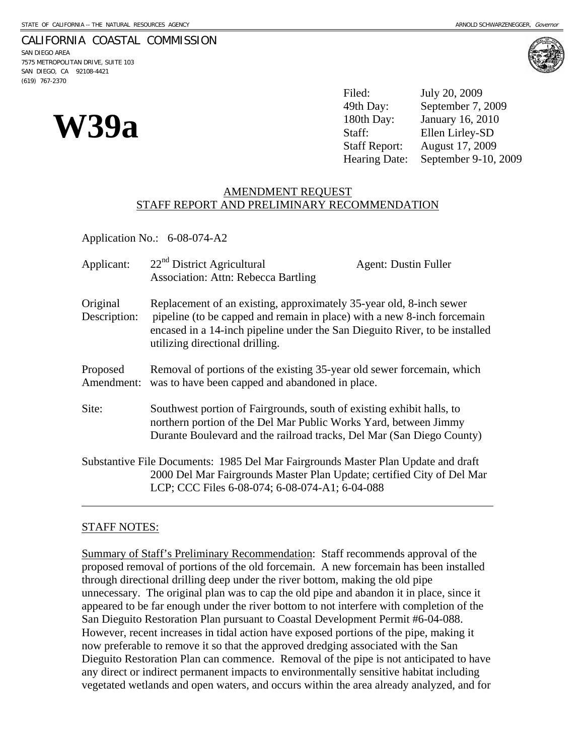STATE OF CALIFORNIA -- THE NATURAL RESOURCES AGENCY ARNOLD SCHWARZENEGGER, *Governor*

CALIFORNIA COASTAL COMMISSION
SAN DIEGO AREA
7575 METROPOLITAN DRIVE, SUITE 103
SAN DIEGO, CA 92108-4421
(619) 767-2370

# W39a

| | |
|---|---|
| Filed: | July 20, 2009 |
| 49th Day: | September 7, 2009 |
| 180th Day: | January 16, 2010 |
| Staff: | Ellen Lirley-SD |
| Staff Report: | August 17, 2009 |
| Hearing Date: | September 9-10, 2009 |

## AMENDMENT REQUEST
## STAFF REPORT AND PRELIMINARY RECOMMENDATION

Application No.: 6-08-074-A2

Applicant: 22[nd] District Agricultural Association: Attn: Rebecca Bartling — Agent: Dustin Fuller

Original Description: Replacement of an existing, approximately 35-year old, 8-inch sewer pipeline (to be capped and remain in place) with a new 8-inch forcemain encased in a 14-inch pipeline under the San Dieguito River, to be installed utilizing directional drilling.

Proposed Amendment: Removal of portions of the existing 35-year old sewer forcemain, which was to have been capped and abandoned in place.

Site: Southwest portion of Fairgrounds, south of existing exhibit halls, to northern portion of the Del Mar Public Works Yard, between Jimmy Durante Boulevard and the railroad tracks, Del Mar (San Diego County)

Substantive File Documents: 1985 Del Mar Fairgrounds Master Plan Update and draft 2000 Del Mar Fairgrounds Master Plan Update; certified City of Del Mar LCP; CCC Files 6-08-074; 6-08-074-A1; 6-04-088

---

STAFF NOTES:

Summary of Staff's Preliminary Recommendation: Staff recommends approval of the proposed removal of portions of the old forcemain. A new forcemain has been installed through directional drilling deep under the river bottom, making the old pipe unnecessary. The original plan was to cap the old pipe and abandon it in place, since it appeared to be far enough under the river bottom to not interfere with completion of the San Dieguito Restoration Plan pursuant to Coastal Development Permit #6-04-088. However, recent increases in tidal action have exposed portions of the pipe, making it now preferable to remove it so that the approved dredging associated with the San Dieguito Restoration Plan can commence. Removal of the pipe is not anticipated to have any direct or indirect permanent impacts to environmentally sensitive habitat including vegetated wetlands and open waters, and occurs within the area already analyzed, and for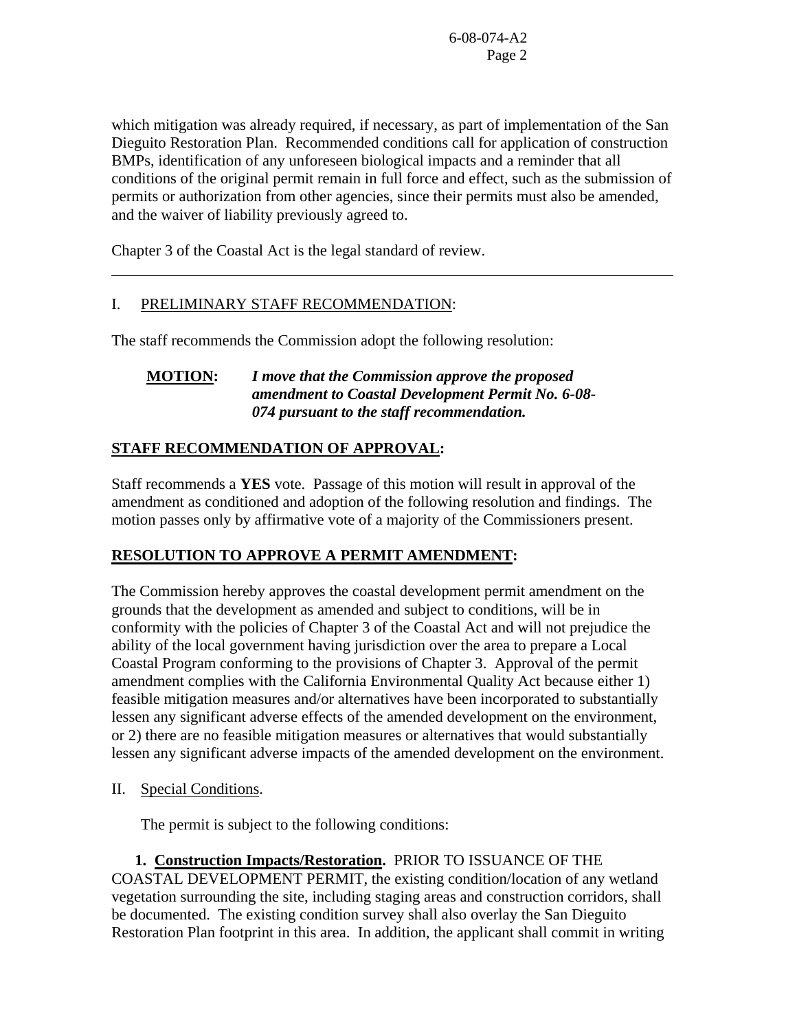which mitigation was already required, if necessary, as part of implementation of the San Dieguito Restoration Plan. Recommended conditions call for application of construction BMPs, identification of any unforeseen biological impacts and a reminder that all conditions of the original permit remain in full force and effect, such as the submission of permits or authorization from other agencies, since their permits must also be amended, and the waiver of liability previously agreed to.

Chapter 3 of the Coastal Act is the legal standard of review.

---

I. PRELIMINARY STAFF RECOMMENDATION:

The staff recommends the Commission adopt the following resolution:

**MOTION:** ***I move that the Commission approve the proposed amendment to Coastal Development Permit No. 6-08-074 pursuant to the staff recommendation.***

**STAFF RECOMMENDATION OF APPROVAL:**

Staff recommends a **YES** vote. Passage of this motion will result in approval of the amendment as conditioned and adoption of the following resolution and findings. The motion passes only by affirmative vote of a majority of the Commissioners present.

**RESOLUTION TO APPROVE A PERMIT AMENDMENT:**

The Commission hereby approves the coastal development permit amendment on the grounds that the development as amended and subject to conditions, will be in conformity with the policies of Chapter 3 of the Coastal Act and will not prejudice the ability of the local government having jurisdiction over the area to prepare a Local Coastal Program conforming to the provisions of Chapter 3. Approval of the permit amendment complies with the California Environmental Quality Act because either 1) feasible mitigation measures and/or alternatives have been incorporated to substantially lessen any significant adverse effects of the amended development on the environment, or 2) there are no feasible mitigation measures or alternatives that would substantially lessen any significant adverse impacts of the amended development on the environment.

II. Special Conditions.

The permit is subject to the following conditions:

**1. Construction Impacts/Restoration.** PRIOR TO ISSUANCE OF THE COASTAL DEVELOPMENT PERMIT, the existing condition/location of any wetland vegetation surrounding the site, including staging areas and construction corridors, shall be documented. The existing condition survey shall also overlay the San Dieguito Restoration Plan footprint in this area. In addition, the applicant shall commit in writing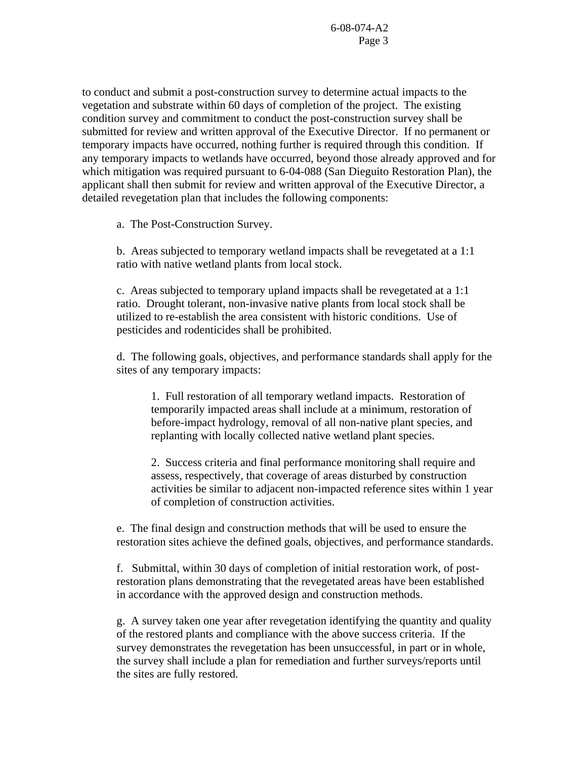to conduct and submit a post-construction survey to determine actual impacts to the vegetation and substrate within 60 days of completion of the project. The existing condition survey and commitment to conduct the post-construction survey shall be submitted for review and written approval of the Executive Director. If no permanent or temporary impacts have occurred, nothing further is required through this condition. If any temporary impacts to wetlands have occurred, beyond those already approved and for which mitigation was required pursuant to 6-04-088 (San Dieguito Restoration Plan), the applicant shall then submit for review and written approval of the Executive Director, a detailed revegetation plan that includes the following components:

a. The Post-Construction Survey.

b. Areas subjected to temporary wetland impacts shall be revegetated at a 1:1 ratio with native wetland plants from local stock.

c. Areas subjected to temporary upland impacts shall be revegetated at a 1:1 ratio. Drought tolerant, non-invasive native plants from local stock shall be utilized to re-establish the area consistent with historic conditions. Use of pesticides and rodenticides shall be prohibited.

d. The following goals, objectives, and performance standards shall apply for the sites of any temporary impacts:

1. Full restoration of all temporary wetland impacts. Restoration of temporarily impacted areas shall include at a minimum, restoration of before-impact hydrology, removal of all non-native plant species, and replanting with locally collected native wetland plant species.

2. Success criteria and final performance monitoring shall require and assess, respectively, that coverage of areas disturbed by construction activities be similar to adjacent non-impacted reference sites within 1 year of completion of construction activities.

e. The final design and construction methods that will be used to ensure the restoration sites achieve the defined goals, objectives, and performance standards.

f. Submittal, within 30 days of completion of initial restoration work, of post-restoration plans demonstrating that the revegetated areas have been established in accordance with the approved design and construction methods.

g. A survey taken one year after revegetation identifying the quantity and quality of the restored plants and compliance with the above success criteria. If the survey demonstrates the revegetation has been unsuccessful, in part or in whole, the survey shall include a plan for remediation and further surveys/reports until the sites are fully restored.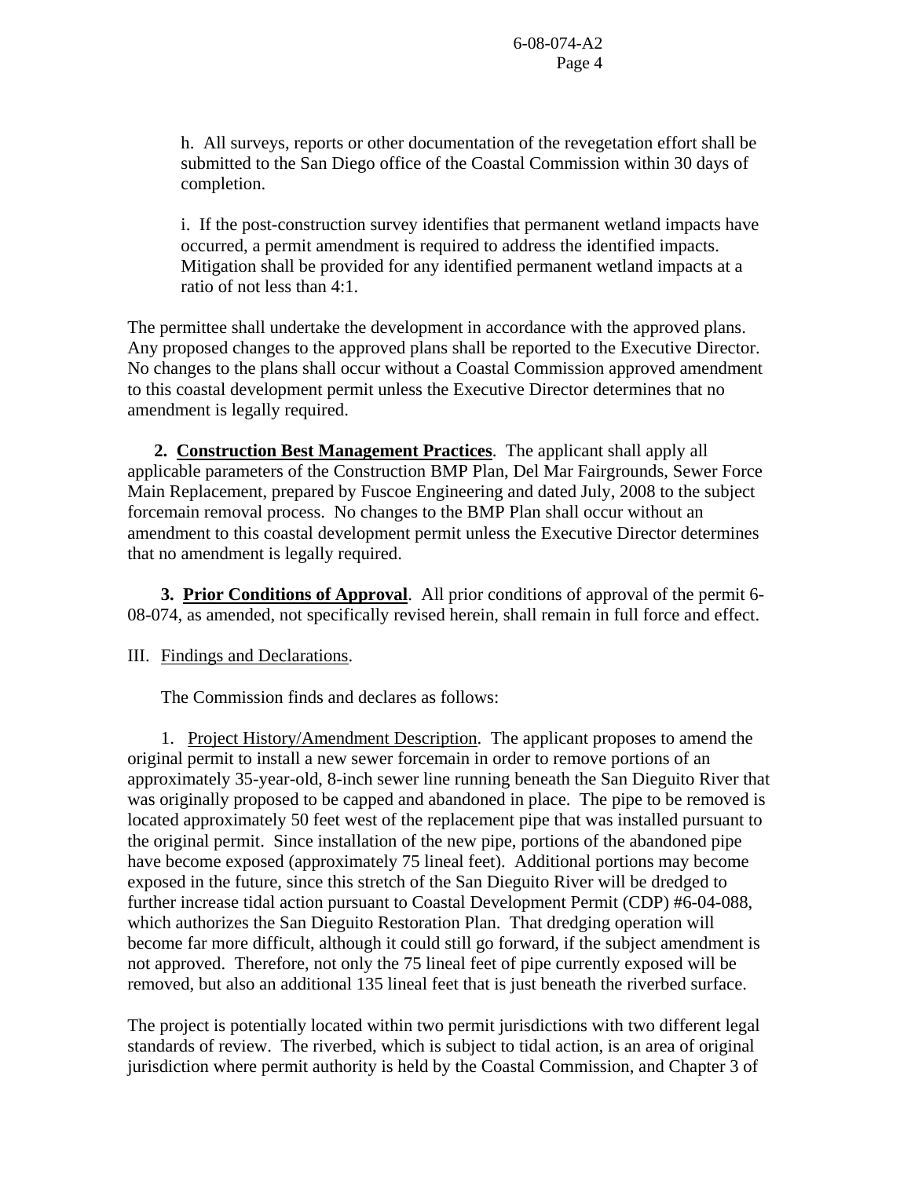h. All surveys, reports or other documentation of the revegetation effort shall be submitted to the San Diego office of the Coastal Commission within 30 days of completion.

i. If the post-construction survey identifies that permanent wetland impacts have occurred, a permit amendment is required to address the identified impacts. Mitigation shall be provided for any identified permanent wetland impacts at a ratio of not less than 4:1.

The permittee shall undertake the development in accordance with the approved plans. Any proposed changes to the approved plans shall be reported to the Executive Director. No changes to the plans shall occur without a Coastal Commission approved amendment to this coastal development permit unless the Executive Director determines that no amendment is legally required.

**2. Construction Best Management Practices**. The applicant shall apply all applicable parameters of the Construction BMP Plan, Del Mar Fairgrounds, Sewer Force Main Replacement, prepared by Fuscoe Engineering and dated July, 2008 to the subject forcemain removal process. No changes to the BMP Plan shall occur without an amendment to this coastal development permit unless the Executive Director determines that no amendment is legally required.

**3. Prior Conditions of Approval**. All prior conditions of approval of the permit 6-08-074, as amended, not specifically revised herein, shall remain in full force and effect.

III. Findings and Declarations.

The Commission finds and declares as follows:

1. Project History/Amendment Description. The applicant proposes to amend the original permit to install a new sewer forcemain in order to remove portions of an approximately 35-year-old, 8-inch sewer line running beneath the San Dieguito River that was originally proposed to be capped and abandoned in place. The pipe to be removed is located approximately 50 feet west of the replacement pipe that was installed pursuant to the original permit. Since installation of the new pipe, portions of the abandoned pipe have become exposed (approximately 75 lineal feet). Additional portions may become exposed in the future, since this stretch of the San Dieguito River will be dredged to further increase tidal action pursuant to Coastal Development Permit (CDP) #6-04-088, which authorizes the San Dieguito Restoration Plan. That dredging operation will become far more difficult, although it could still go forward, if the subject amendment is not approved. Therefore, not only the 75 lineal feet of pipe currently exposed will be removed, but also an additional 135 lineal feet that is just beneath the riverbed surface.

The project is potentially located within two permit jurisdictions with two different legal standards of review. The riverbed, which is subject to tidal action, is an area of original jurisdiction where permit authority is held by the Coastal Commission, and Chapter 3 of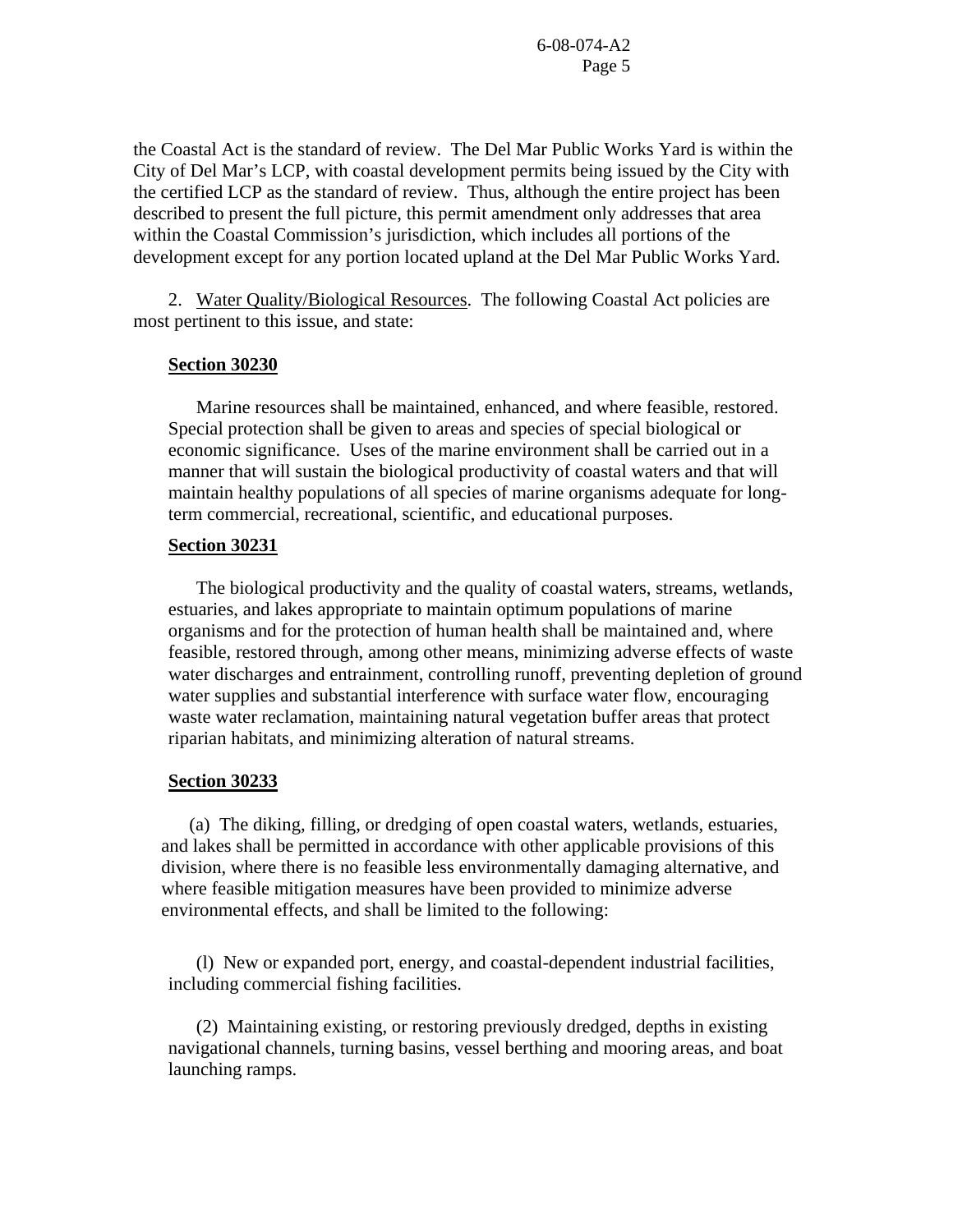the Coastal Act is the standard of review. The Del Mar Public Works Yard is within the City of Del Mar's LCP, with coastal development permits being issued by the City with the certified LCP as the standard of review. Thus, although the entire project has been described to present the full picture, this permit amendment only addresses that area within the Coastal Commission's jurisdiction, which includes all portions of the development except for any portion located upland at the Del Mar Public Works Yard.

2. Water Quality/Biological Resources. The following Coastal Act policies are most pertinent to this issue, and state:

**Section 30230**

Marine resources shall be maintained, enhanced, and where feasible, restored. Special protection shall be given to areas and species of special biological or economic significance. Uses of the marine environment shall be carried out in a manner that will sustain the biological productivity of coastal waters and that will maintain healthy populations of all species of marine organisms adequate for long-term commercial, recreational, scientific, and educational purposes.

**Section 30231**

The biological productivity and the quality of coastal waters, streams, wetlands, estuaries, and lakes appropriate to maintain optimum populations of marine organisms and for the protection of human health shall be maintained and, where feasible, restored through, among other means, minimizing adverse effects of waste water discharges and entrainment, controlling runoff, preventing depletion of ground water supplies and substantial interference with surface water flow, encouraging waste water reclamation, maintaining natural vegetation buffer areas that protect riparian habitats, and minimizing alteration of natural streams.

**Section 30233**

(a) The diking, filling, or dredging of open coastal waters, wetlands, estuaries, and lakes shall be permitted in accordance with other applicable provisions of this division, where there is no feasible less environmentally damaging alternative, and where feasible mitigation measures have been provided to minimize adverse environmental effects, and shall be limited to the following:

(l) New or expanded port, energy, and coastal-dependent industrial facilities, including commercial fishing facilities.

(2) Maintaining existing, or restoring previously dredged, depths in existing navigational channels, turning basins, vessel berthing and mooring areas, and boat launching ramps.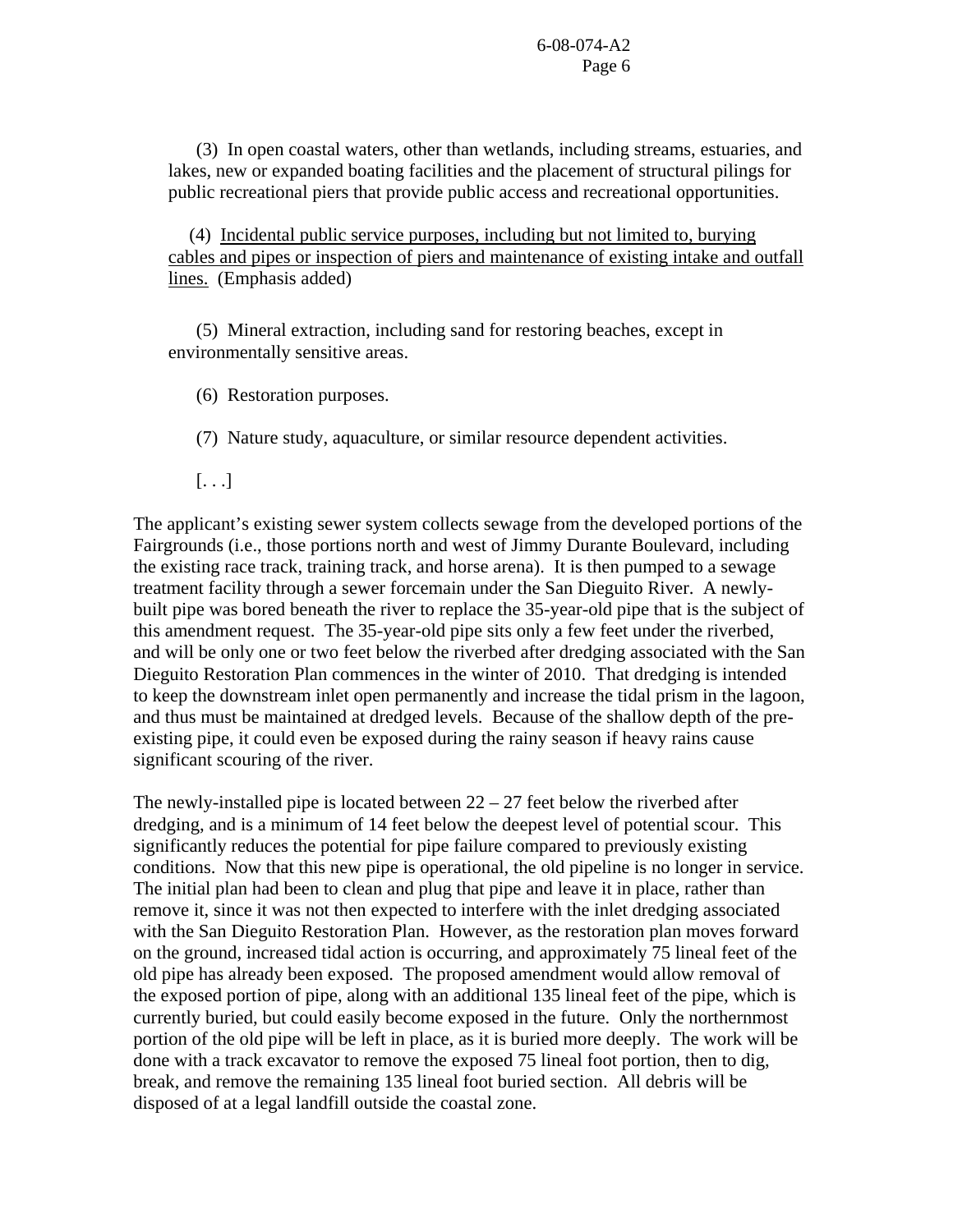(3) In open coastal waters, other than wetlands, including streams, estuaries, and lakes, new or expanded boating facilities and the placement of structural pilings for public recreational piers that provide public access and recreational opportunities.

(4) <u>Incidental public service purposes, including but not limited to, burying cables and pipes or inspection of piers and maintenance of existing intake and outfall lines.</u> (Emphasis added)

(5) Mineral extraction, including sand for restoring beaches, except in environmentally sensitive areas.

(6) Restoration purposes.

(7) Nature study, aquaculture, or similar resource dependent activities.

[. . .]

The applicant's existing sewer system collects sewage from the developed portions of the Fairgrounds (i.e., those portions north and west of Jimmy Durante Boulevard, including the existing race track, training track, and horse arena). It is then pumped to a sewage treatment facility through a sewer forcemain under the San Dieguito River. A newly-built pipe was bored beneath the river to replace the 35-year-old pipe that is the subject of this amendment request. The 35-year-old pipe sits only a few feet under the riverbed, and will be only one or two feet below the riverbed after dredging associated with the San Dieguito Restoration Plan commences in the winter of 2010. That dredging is intended to keep the downstream inlet open permanently and increase the tidal prism in the lagoon, and thus must be maintained at dredged levels. Because of the shallow depth of the pre-existing pipe, it could even be exposed during the rainy season if heavy rains cause significant scouring of the river.

The newly-installed pipe is located between 22 – 27 feet below the riverbed after dredging, and is a minimum of 14 feet below the deepest level of potential scour. This significantly reduces the potential for pipe failure compared to previously existing conditions. Now that this new pipe is operational, the old pipeline is no longer in service. The initial plan had been to clean and plug that pipe and leave it in place, rather than remove it, since it was not then expected to interfere with the inlet dredging associated with the San Dieguito Restoration Plan. However, as the restoration plan moves forward on the ground, increased tidal action is occurring, and approximately 75 lineal feet of the old pipe has already been exposed. The proposed amendment would allow removal of the exposed portion of pipe, along with an additional 135 lineal feet of the pipe, which is currently buried, but could easily become exposed in the future. Only the northernmost portion of the old pipe will be left in place, as it is buried more deeply. The work will be done with a track excavator to remove the exposed 75 lineal foot portion, then to dig, break, and remove the remaining 135 lineal foot buried section. All debris will be disposed of at a legal landfill outside the coastal zone.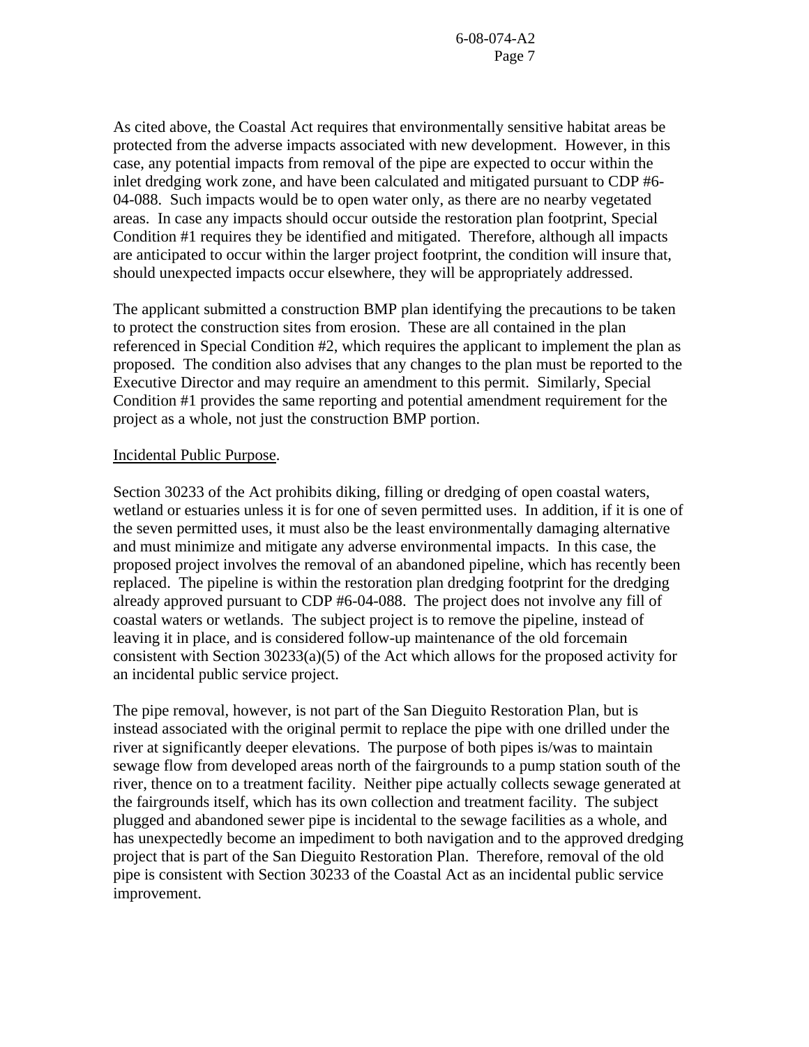As cited above, the Coastal Act requires that environmentally sensitive habitat areas be protected from the adverse impacts associated with new development. However, in this case, any potential impacts from removal of the pipe are expected to occur within the inlet dredging work zone, and have been calculated and mitigated pursuant to CDP #6-04-088. Such impacts would be to open water only, as there are no nearby vegetated areas. In case any impacts should occur outside the restoration plan footprint, Special Condition #1 requires they be identified and mitigated. Therefore, although all impacts are anticipated to occur within the larger project footprint, the condition will insure that, should unexpected impacts occur elsewhere, they will be appropriately addressed.

The applicant submitted a construction BMP plan identifying the precautions to be taken to protect the construction sites from erosion. These are all contained in the plan referenced in Special Condition #2, which requires the applicant to implement the plan as proposed. The condition also advises that any changes to the plan must be reported to the Executive Director and may require an amendment to this permit. Similarly, Special Condition #1 provides the same reporting and potential amendment requirement for the project as a whole, not just the construction BMP portion.

Incidental Public Purpose.

Section 30233 of the Act prohibits diking, filling or dredging of open coastal waters, wetland or estuaries unless it is for one of seven permitted uses. In addition, if it is one of the seven permitted uses, it must also be the least environmentally damaging alternative and must minimize and mitigate any adverse environmental impacts. In this case, the proposed project involves the removal of an abandoned pipeline, which has recently been replaced. The pipeline is within the restoration plan dredging footprint for the dredging already approved pursuant to CDP #6-04-088. The project does not involve any fill of coastal waters or wetlands. The subject project is to remove the pipeline, instead of leaving it in place, and is considered follow-up maintenance of the old forcemain consistent with Section 30233(a)(5) of the Act which allows for the proposed activity for an incidental public service project.

The pipe removal, however, is not part of the San Dieguito Restoration Plan, but is instead associated with the original permit to replace the pipe with one drilled under the river at significantly deeper elevations. The purpose of both pipes is/was to maintain sewage flow from developed areas north of the fairgrounds to a pump station south of the river, thence on to a treatment facility. Neither pipe actually collects sewage generated at the fairgrounds itself, which has its own collection and treatment facility. The subject plugged and abandoned sewer pipe is incidental to the sewage facilities as a whole, and has unexpectedly become an impediment to both navigation and to the approved dredging project that is part of the San Dieguito Restoration Plan. Therefore, removal of the old pipe is consistent with Section 30233 of the Coastal Act as an incidental public service improvement.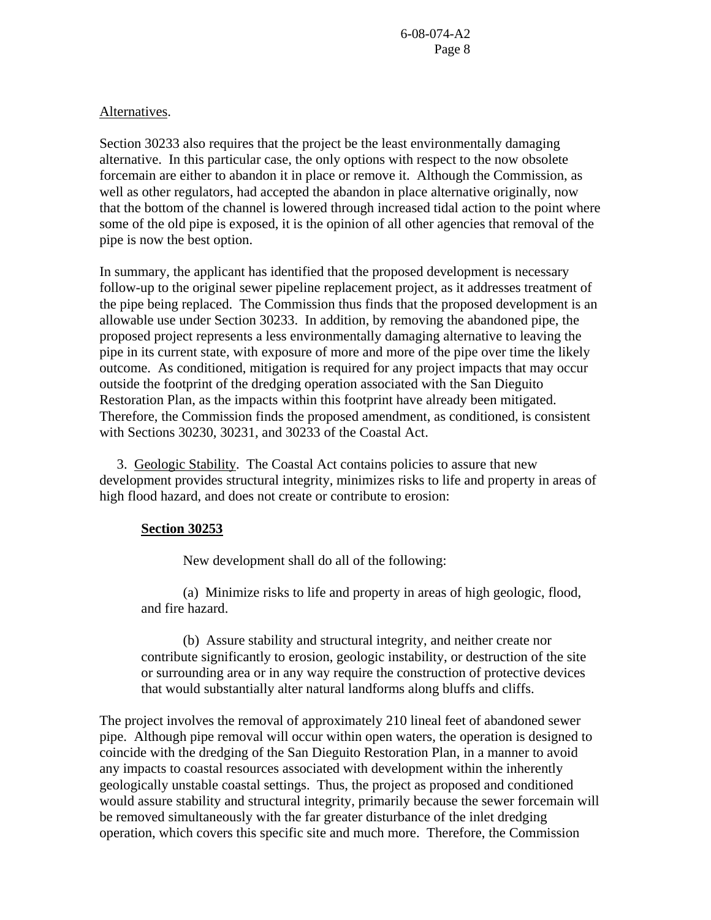Alternatives.

Section 30233 also requires that the project be the least environmentally damaging alternative. In this particular case, the only options with respect to the now obsolete forcemain are either to abandon it in place or remove it. Although the Commission, as well as other regulators, had accepted the abandon in place alternative originally, now that the bottom of the channel is lowered through increased tidal action to the point where some of the old pipe is exposed, it is the opinion of all other agencies that removal of the pipe is now the best option.

In summary, the applicant has identified that the proposed development is necessary follow-up to the original sewer pipeline replacement project, as it addresses treatment of the pipe being replaced. The Commission thus finds that the proposed development is an allowable use under Section 30233. In addition, by removing the abandoned pipe, the proposed project represents a less environmentally damaging alternative to leaving the pipe in its current state, with exposure of more and more of the pipe over time the likely outcome. As conditioned, mitigation is required for any project impacts that may occur outside the footprint of the dredging operation associated with the San Dieguito Restoration Plan, as the impacts within this footprint have already been mitigated. Therefore, the Commission finds the proposed amendment, as conditioned, is consistent with Sections 30230, 30231, and 30233 of the Coastal Act.

3. Geologic Stability. The Coastal Act contains policies to assure that new development provides structural integrity, minimizes risks to life and property in areas of high flood hazard, and does not create or contribute to erosion:

**Section 30253**

New development shall do all of the following:

(a) Minimize risks to life and property in areas of high geologic, flood, and fire hazard.

(b) Assure stability and structural integrity, and neither create nor contribute significantly to erosion, geologic instability, or destruction of the site or surrounding area or in any way require the construction of protective devices that would substantially alter natural landforms along bluffs and cliffs.

The project involves the removal of approximately 210 lineal feet of abandoned sewer pipe. Although pipe removal will occur within open waters, the operation is designed to coincide with the dredging of the San Dieguito Restoration Plan, in a manner to avoid any impacts to coastal resources associated with development within the inherently geologically unstable coastal settings. Thus, the project as proposed and conditioned would assure stability and structural integrity, primarily because the sewer forcemain will be removed simultaneously with the far greater disturbance of the inlet dredging operation, which covers this specific site and much more. Therefore, the Commission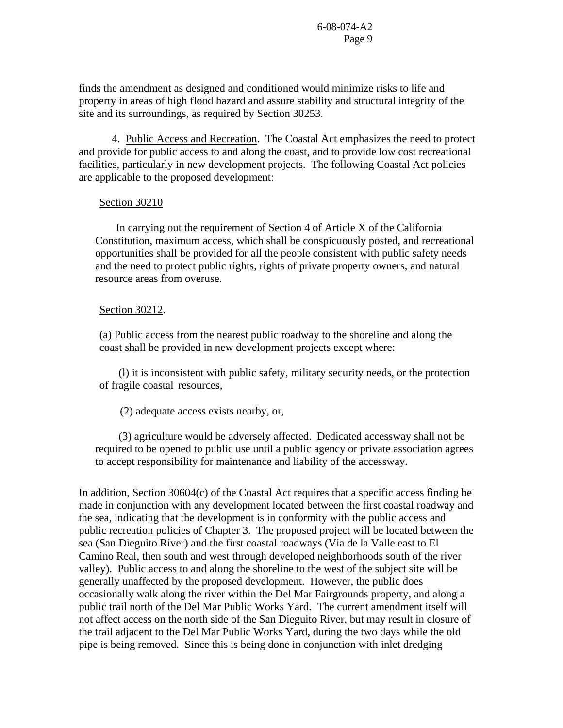finds the amendment as designed and conditioned would minimize risks to life and property in areas of high flood hazard and assure stability and structural integrity of the site and its surroundings, as required by Section 30253.

4. Public Access and Recreation. The Coastal Act emphasizes the need to protect and provide for public access to and along the coast, and to provide low cost recreational facilities, particularly in new development projects. The following Coastal Act policies are applicable to the proposed development:

Section 30210

> In carrying out the requirement of Section 4 of Article X of the California Constitution, maximum access, which shall be conspicuously posted, and recreational opportunities shall be provided for all the people consistent with public safety needs and the need to protect public rights, rights of private property owners, and natural resource areas from overuse.

Section 30212.

> (a) Public access from the nearest public roadway to the shoreline and along the coast shall be provided in new development projects except where:
>
> (l) it is inconsistent with public safety, military security needs, or the protection of fragile coastal resources,
>
> (2) adequate access exists nearby, or,
>
> (3) agriculture would be adversely affected. Dedicated accessway shall not be required to be opened to public use until a public agency or private association agrees to accept responsibility for maintenance and liability of the accessway.

In addition, Section 30604(c) of the Coastal Act requires that a specific access finding be made in conjunction with any development located between the first coastal roadway and the sea, indicating that the development is in conformity with the public access and public recreation policies of Chapter 3. The proposed project will be located between the sea (San Dieguito River) and the first coastal roadways (Via de la Valle east to El Camino Real, then south and west through developed neighborhoods south of the river valley). Public access to and along the shoreline to the west of the subject site will be generally unaffected by the proposed development. However, the public does occasionally walk along the river within the Del Mar Fairgrounds property, and along a public trail north of the Del Mar Public Works Yard. The current amendment itself will not affect access on the north side of the San Dieguito River, but may result in closure of the trail adjacent to the Del Mar Public Works Yard, during the two days while the old pipe is being removed. Since this is being done in conjunction with inlet dredging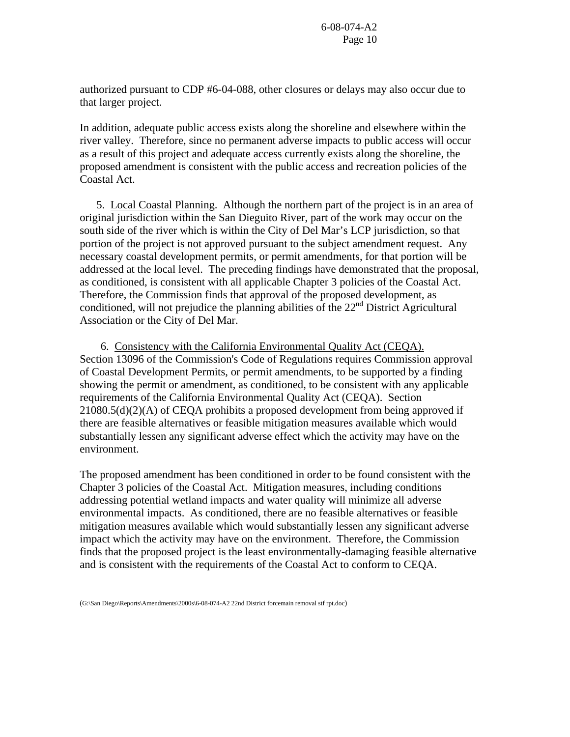authorized pursuant to CDP #6-04-088, other closures or delays may also occur due to that larger project.

In addition, adequate public access exists along the shoreline and elsewhere within the river valley. Therefore, since no permanent adverse impacts to public access will occur as a result of this project and adequate access currently exists along the shoreline, the proposed amendment is consistent with the public access and recreation policies of the Coastal Act.

5. Local Coastal Planning. Although the northern part of the project is in an area of original jurisdiction within the San Dieguito River, part of the work may occur on the south side of the river which is within the City of Del Mar's LCP jurisdiction, so that portion of the project is not approved pursuant to the subject amendment request. Any necessary coastal development permits, or permit amendments, for that portion will be addressed at the local level. The preceding findings have demonstrated that the proposal, as conditioned, is consistent with all applicable Chapter 3 policies of the Coastal Act. Therefore, the Commission finds that approval of the proposed development, as conditioned, will not prejudice the planning abilities of the 22nd District Agricultural Association or the City of Del Mar.

6. Consistency with the California Environmental Quality Act (CEQA). Section 13096 of the Commission's Code of Regulations requires Commission approval of Coastal Development Permits, or permit amendments, to be supported by a finding showing the permit or amendment, as conditioned, to be consistent with any applicable requirements of the California Environmental Quality Act (CEQA). Section 21080.5(d)(2)(A) of CEQA prohibits a proposed development from being approved if there are feasible alternatives or feasible mitigation measures available which would substantially lessen any significant adverse effect which the activity may have on the environment.

The proposed amendment has been conditioned in order to be found consistent with the Chapter 3 policies of the Coastal Act. Mitigation measures, including conditions addressing potential wetland impacts and water quality will minimize all adverse environmental impacts. As conditioned, there are no feasible alternatives or feasible mitigation measures available which would substantially lessen any significant adverse impact which the activity may have on the environment. Therefore, the Commission finds that the proposed project is the least environmentally-damaging feasible alternative and is consistent with the requirements of the Coastal Act to conform to CEQA.

(G:\San Diego\Reports\Amendments\2000s\6-08-074-A2 22nd District forcemain removal stf rpt.doc)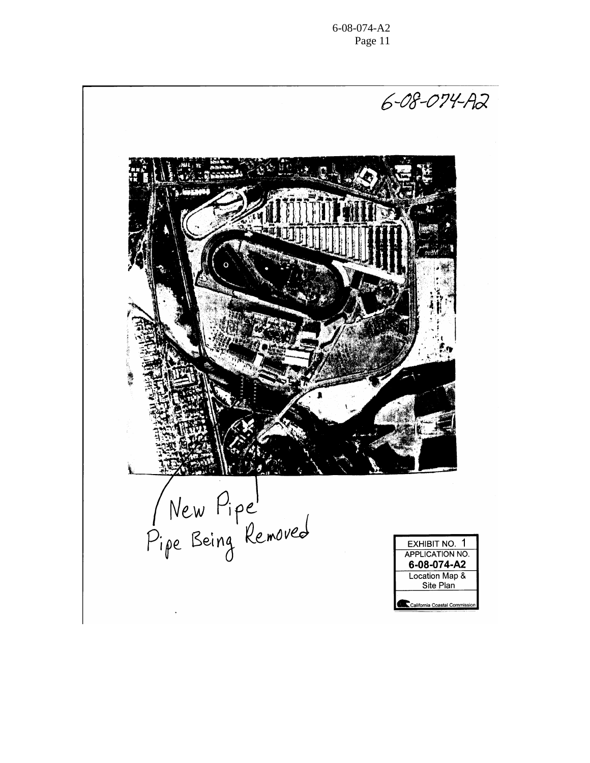6-08-074-A2

New Pipe

Pipe Being Removed

| EXHIBIT NO. 1 |
| --- |
| APPLICATION NO. |
| **6-08-074-A2** |
| Location Map & Site Plan |
| California Coastal Commission |